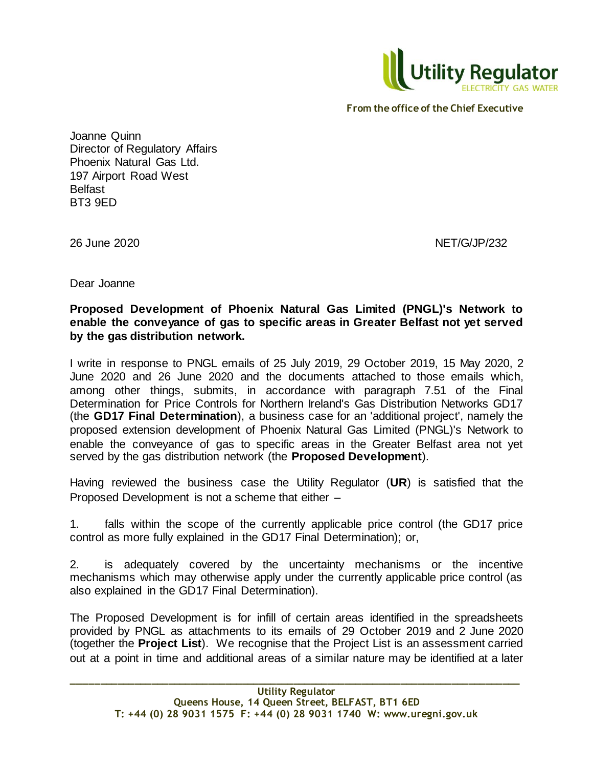From the office of the Chief Executive

Joanne Quinn
Director of Regulatory Affairs
Phoenix Natural Gas Ltd.
197 Airport Road West
Belfast
BT3 9ED

26 June 2020

NET/G/JP/232

Dear Joanne

**Proposed Development of Phoenix Natural Gas Limited (PNGL)'s Network to enable the conveyance of gas to specific areas in Greater Belfast not yet served by the gas distribution network.**

I write in response to PNGL emails of 25 July 2019, 29 October 2019, 15 May 2020, 2 June 2020 and 26 June 2020 and the documents attached to those emails which, among other things, submits, in accordance with paragraph 7.51 of the Final Determination for Price Controls for Northern Ireland's Gas Distribution Networks GD17 (the **GD17 Final Determination**), a business case for an 'additional project', namely the proposed extension development of Phoenix Natural Gas Limited (PNGL)'s Network to enable the conveyance of gas to specific areas in the Greater Belfast area not yet served by the gas distribution network (the **Proposed Development**).

Having reviewed the business case the Utility Regulator (**UR**) is satisfied that the Proposed Development is not a scheme that either –

1. falls within the scope of the currently applicable price control (the GD17 price control as more fully explained in the GD17 Final Determination); or,

2. is adequately covered by the uncertainty mechanisms or the incentive mechanisms which may otherwise apply under the currently applicable price control (as also explained in the GD17 Final Determination).

The Proposed Development is for infill of certain areas identified in the spreadsheets provided by PNGL as attachments to its emails of 29 October 2019 and 2 June 2020 (together the **Project List**). We recognise that the Project List is an assessment carried out at a point in time and additional areas of a similar nature may be identified at a later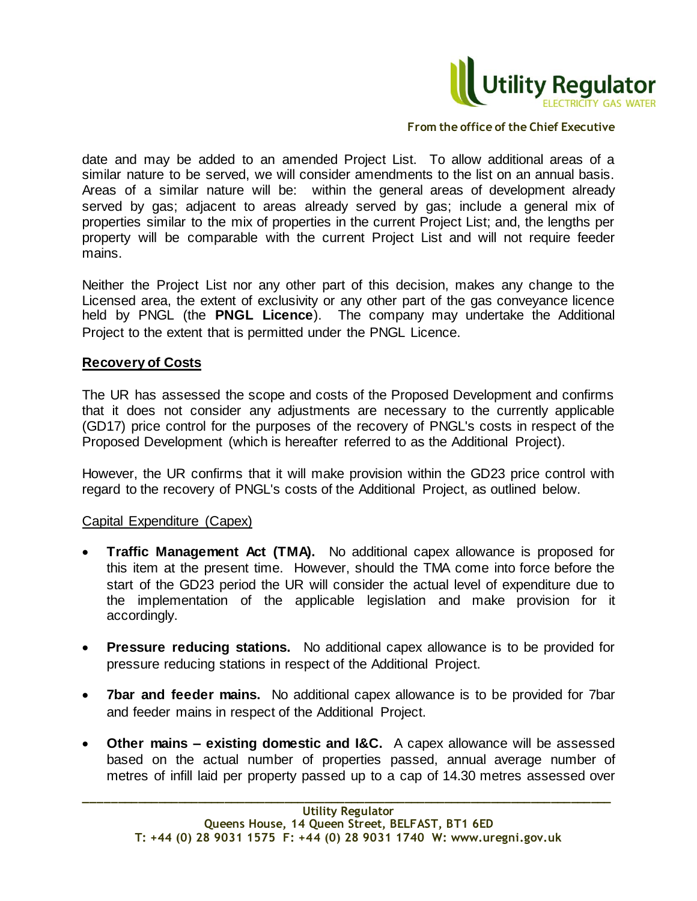date and may be added to an amended Project List. To allow additional areas of a similar nature to be served, we will consider amendments to the list on an annual basis. Areas of a similar nature will be: within the general areas of development already served by gas; adjacent to areas already served by gas; include a general mix of properties similar to the mix of properties in the current Project List; and, the lengths per property will be comparable with the current Project List and will not require feeder mains.

Neither the Project List nor any other part of this decision, makes any change to the Licensed area, the extent of exclusivity or any other part of the gas conveyance licence held by PNGL (the **PNGL Licence**). The company may undertake the Additional Project to the extent that is permitted under the PNGL Licence.

**Recovery of Costs**

The UR has assessed the scope and costs of the Proposed Development and confirms that it does not consider any adjustments are necessary to the currently applicable (GD17) price control for the purposes of the recovery of PNGL's costs in respect of the Proposed Development (which is hereafter referred to as the Additional Project).

However, the UR confirms that it will make provision within the GD23 price control with regard to the recovery of PNGL's costs of the Additional Project, as outlined below.

Capital Expenditure (Capex)

- **Traffic Management Act (TMA).** No additional capex allowance is proposed for this item at the present time. However, should the TMA come into force before the start of the GD23 period the UR will consider the actual level of expenditure due to the implementation of the applicable legislation and make provision for it accordingly.
- **Pressure reducing stations.** No additional capex allowance is to be provided for pressure reducing stations in respect of the Additional Project.
- **7bar and feeder mains.** No additional capex allowance is to be provided for 7bar and feeder mains in respect of the Additional Project.
- **Other mains – existing domestic and I&C.** A capex allowance will be assessed based on the actual number of properties passed, annual average number of metres of infill laid per property passed up to a cap of 14.30 metres assessed over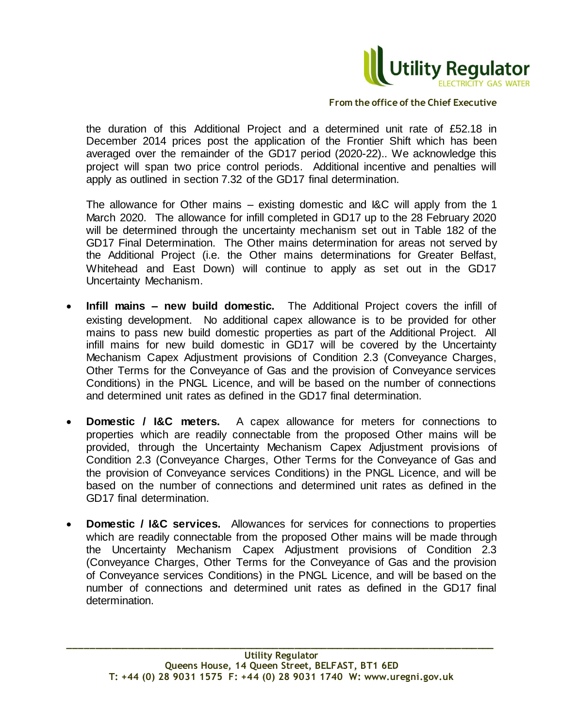the duration of this Additional Project and a determined unit rate of £52.18 in December 2014 prices post the application of the Frontier Shift which has been averaged over the remainder of the GD17 period (2020-22).. We acknowledge this project will span two price control periods. Additional incentive and penalties will apply as outlined in section 7.32 of the GD17 final determination.

The allowance for Other mains – existing domestic and I&C will apply from the 1 March 2020. The allowance for infill completed in GD17 up to the 28 February 2020 will be determined through the uncertainty mechanism set out in Table 182 of the GD17 Final Determination. The Other mains determination for areas not served by the Additional Project (i.e. the Other mains determinations for Greater Belfast, Whitehead and East Down) will continue to apply as set out in the GD17 Uncertainty Mechanism.

- **Infill mains – new build domestic.** The Additional Project covers the infill of existing development. No additional capex allowance is to be provided for other mains to pass new build domestic properties as part of the Additional Project. All infill mains for new build domestic in GD17 will be covered by the Uncertainty Mechanism Capex Adjustment provisions of Condition 2.3 (Conveyance Charges, Other Terms for the Conveyance of Gas and the provision of Conveyance services Conditions) in the PNGL Licence, and will be based on the number of connections and determined unit rates as defined in the GD17 final determination.

- **Domestic / I&C meters.** A capex allowance for meters for connections to properties which are readily connectable from the proposed Other mains will be provided, through the Uncertainty Mechanism Capex Adjustment provisions of Condition 2.3 (Conveyance Charges, Other Terms for the Conveyance of Gas and the provision of Conveyance services Conditions) in the PNGL Licence, and will be based on the number of connections and determined unit rates as defined in the GD17 final determination.

- **Domestic / I&C services.** Allowances for services for connections to properties which are readily connectable from the proposed Other mains will be made through the Uncertainty Mechanism Capex Adjustment provisions of Condition 2.3 (Conveyance Charges, Other Terms for the Conveyance of Gas and the provision of Conveyance services Conditions) in the PNGL Licence, and will be based on the number of connections and determined unit rates as defined in the GD17 final determination.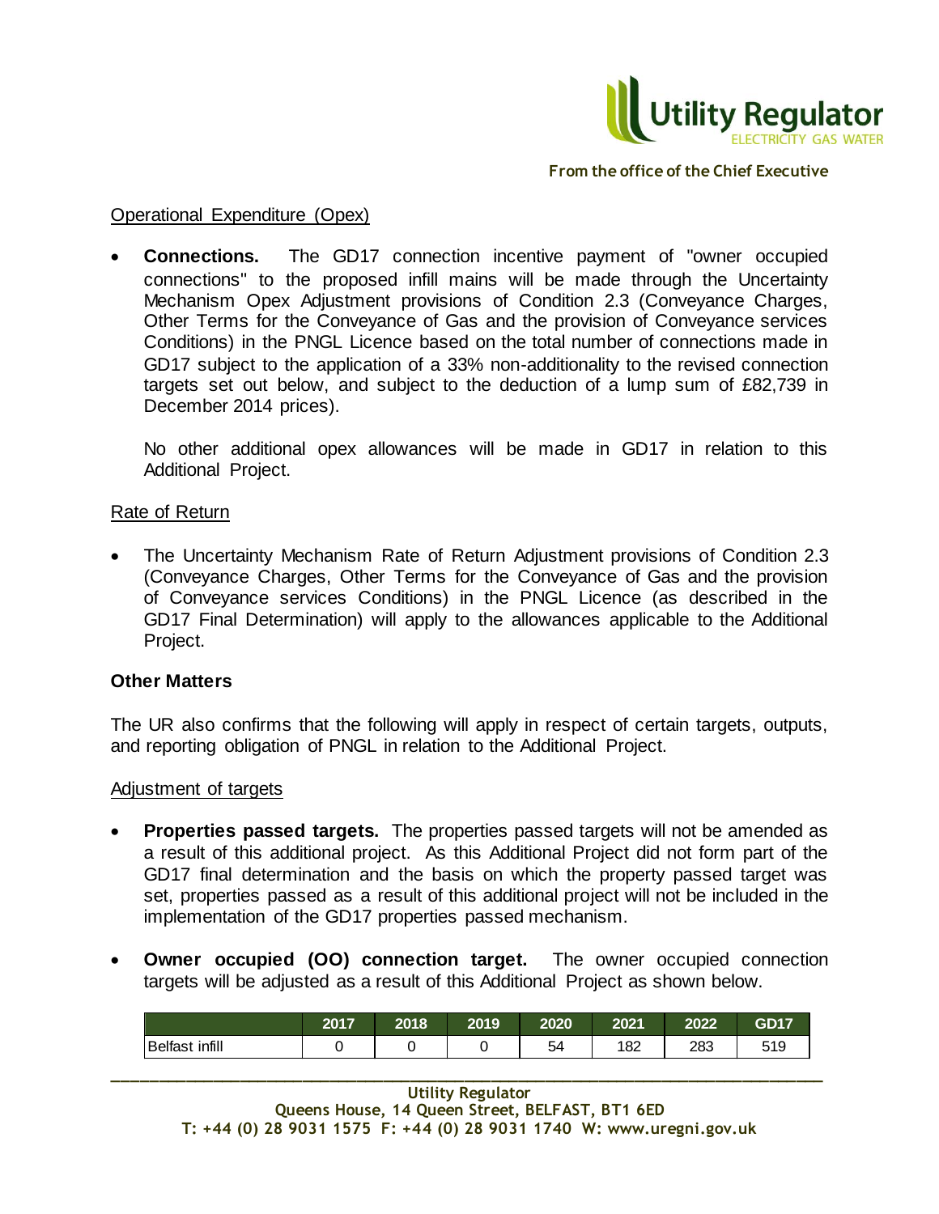Operational Expenditure (Opex)

- **Connections.** The GD17 connection incentive payment of "owner occupied connections" to the proposed infill mains will be made through the Uncertainty Mechanism Opex Adjustment provisions of Condition 2.3 (Conveyance Charges, Other Terms for the Conveyance of Gas and the provision of Conveyance services Conditions) in the PNGL Licence based on the total number of connections made in GD17 subject to the application of a 33% non-additionality to the revised connection targets set out below, and subject to the deduction of a lump sum of £82,739 in December 2014 prices).

  No other additional opex allowances will be made in GD17 in relation to this Additional Project.

Rate of Return

- The Uncertainty Mechanism Rate of Return Adjustment provisions of Condition 2.3 (Conveyance Charges, Other Terms for the Conveyance of Gas and the provision of Conveyance services Conditions) in the PNGL Licence (as described in the GD17 Final Determination) will apply to the allowances applicable to the Additional Project.

**Other Matters**

The UR also confirms that the following will apply in respect of certain targets, outputs, and reporting obligation of PNGL in relation to the Additional Project.

Adjustment of targets

- **Properties passed targets.** The properties passed targets will not be amended as a result of this additional project. As this Additional Project did not form part of the GD17 final determination and the basis on which the property passed target was set, properties passed as a result of this additional project will not be included in the implementation of the GD17 properties passed mechanism.

- **Owner occupied (OO) connection target.** The owner occupied connection targets will be adjusted as a result of this Additional Project as shown below.

| | 2017 | 2018 | 2019 | 2020 | 2021 | 2022 | GD17 |
|---|---|---|---|---|---|---|---|
| Belfast infill | 0 | 0 | 0 | 54 | 182 | 283 | 519 |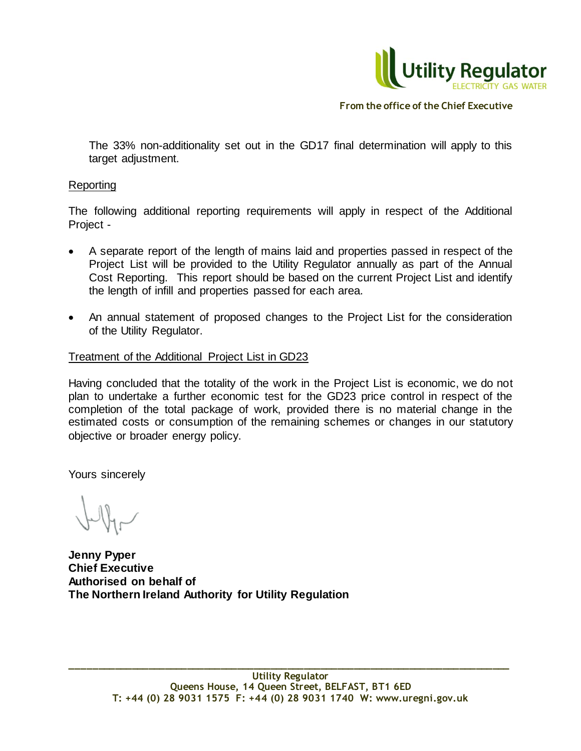The 33% non-additionality set out in the GD17 final determination will apply to this target adjustment.

Reporting

The following additional reporting requirements will apply in respect of the Additional Project -

- A separate report of the length of mains laid and properties passed in respect of the Project List will be provided to the Utility Regulator annually as part of the Annual Cost Reporting. This report should be based on the current Project List and identify the length of infill and properties passed for each area.

- An annual statement of proposed changes to the Project List for the consideration of the Utility Regulator.

Treatment of the Additional Project List in GD23

Having concluded that the totality of the work in the Project List is economic, we do not plan to undertake a further economic test for the GD23 price control in respect of the completion of the total package of work, provided there is no material change in the estimated costs or consumption of the remaining schemes or changes in our statutory objective or broader energy policy.

Yours sincerely

**Jenny Pyper**
**Chief Executive**
**Authorised on behalf of**
**The Northern Ireland Authority for Utility Regulation**